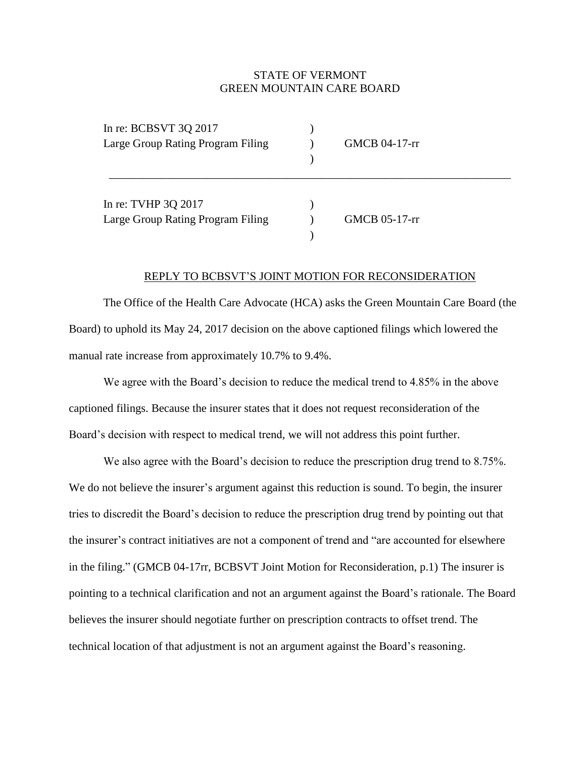STATE OF VERMONT
GREEN MOUNTAIN CARE BOARD

| | | |
|---|---|---|
| In re: BCBSVT 3Q 2017 Large Group Rating Program Filing | ) ) ) | GMCB 04-17-rr |
| In re: TVHP 3Q 2017 Large Group Rating Program Filing | ) ) ) | GMCB 05-17-rr |

REPLY TO BCBSVT'S JOINT MOTION FOR RECONSIDERATION

The Office of the Health Care Advocate (HCA) asks the Green Mountain Care Board (the Board) to uphold its May 24, 2017 decision on the above captioned filings which lowered the manual rate increase from approximately 10.7% to 9.4%.

We agree with the Board's decision to reduce the medical trend to 4.85% in the above captioned filings. Because the insurer states that it does not request reconsideration of the Board's decision with respect to medical trend, we will not address this point further.

We also agree with the Board's decision to reduce the prescription drug trend to 8.75%. We do not believe the insurer's argument against this reduction is sound. To begin, the insurer tries to discredit the Board's decision to reduce the prescription drug trend by pointing out that the insurer's contract initiatives are not a component of trend and "are accounted for elsewhere in the filing." (GMCB 04-17rr, BCBSVT Joint Motion for Reconsideration, p.1) The insurer is pointing to a technical clarification and not an argument against the Board's rationale. The Board believes the insurer should negotiate further on prescription contracts to offset trend. The technical location of that adjustment is not an argument against the Board's reasoning.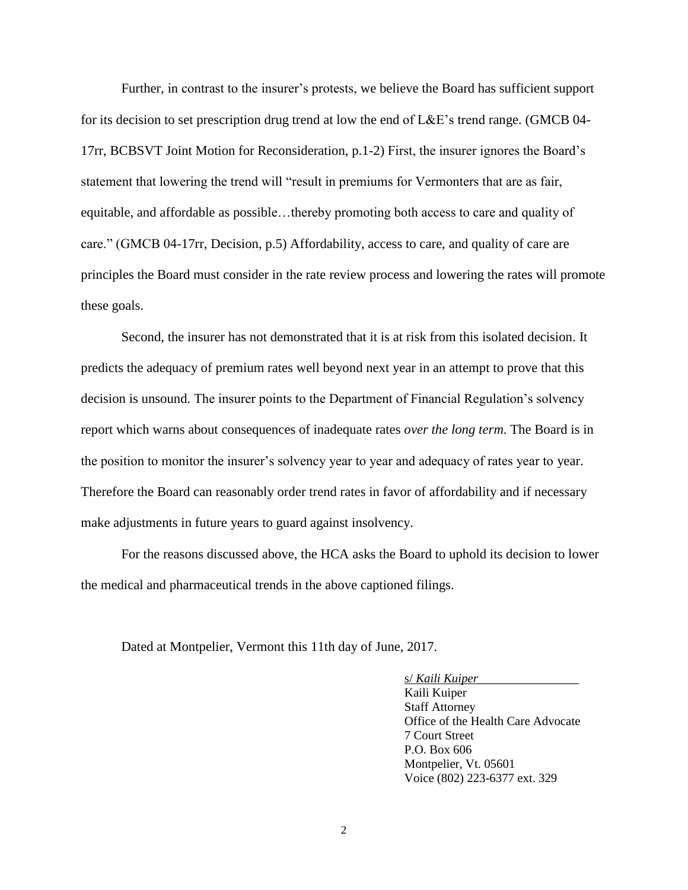Further, in contrast to the insurer's protests, we believe the Board has sufficient support for its decision to set prescription drug trend at low the end of L&E's trend range. (GMCB 04-17rr, BCBSVT Joint Motion for Reconsideration, p.1-2) First, the insurer ignores the Board's statement that lowering the trend will "result in premiums for Vermonters that are as fair, equitable, and affordable as possible…thereby promoting both access to care and quality of care." (GMCB 04-17rr, Decision, p.5) Affordability, access to care, and quality of care are principles the Board must consider in the rate review process and lowering the rates will promote these goals.

Second, the insurer has not demonstrated that it is at risk from this isolated decision. It predicts the adequacy of premium rates well beyond next year in an attempt to prove that this decision is unsound. The insurer points to the Department of Financial Regulation's solvency report which warns about consequences of inadequate rates *over the long term*. The Board is in the position to monitor the insurer's solvency year to year and adequacy of rates year to year. Therefore the Board can reasonably order trend rates in favor of affordability and if necessary make adjustments in future years to guard against insolvency.

For the reasons discussed above, the HCA asks the Board to uphold its decision to lower the medical and pharmaceutical trends in the above captioned filings.

Dated at Montpelier, Vermont this 11th day of June, 2017.

s/ *Kaili Kuiper*
Kaili Kuiper
Staff Attorney
Office of the Health Care Advocate
7 Court Street
P.O. Box 606
Montpelier, Vt. 05601
Voice (802) 223-6377 ext. 329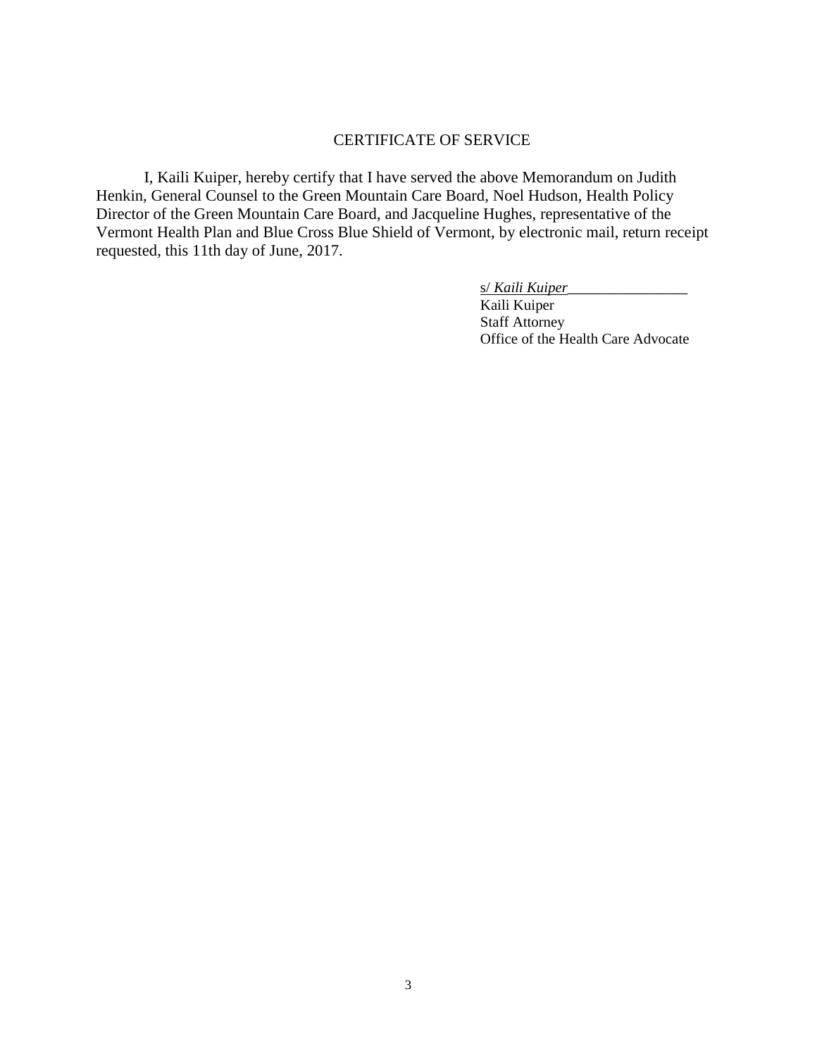## CERTIFICATE OF SERVICE

I, Kaili Kuiper, hereby certify that I have served the above Memorandum on Judith Henkin, General Counsel to the Green Mountain Care Board, Noel Hudson, Health Policy Director of the Green Mountain Care Board, and Jacqueline Hughes, representative of the Vermont Health Plan and Blue Cross Blue Shield of Vermont, by electronic mail, return receipt requested, this 11th day of June, 2017.

s/ *Kaili Kuiper*________________
Kaili Kuiper
Staff Attorney
Office of the Health Care Advocate